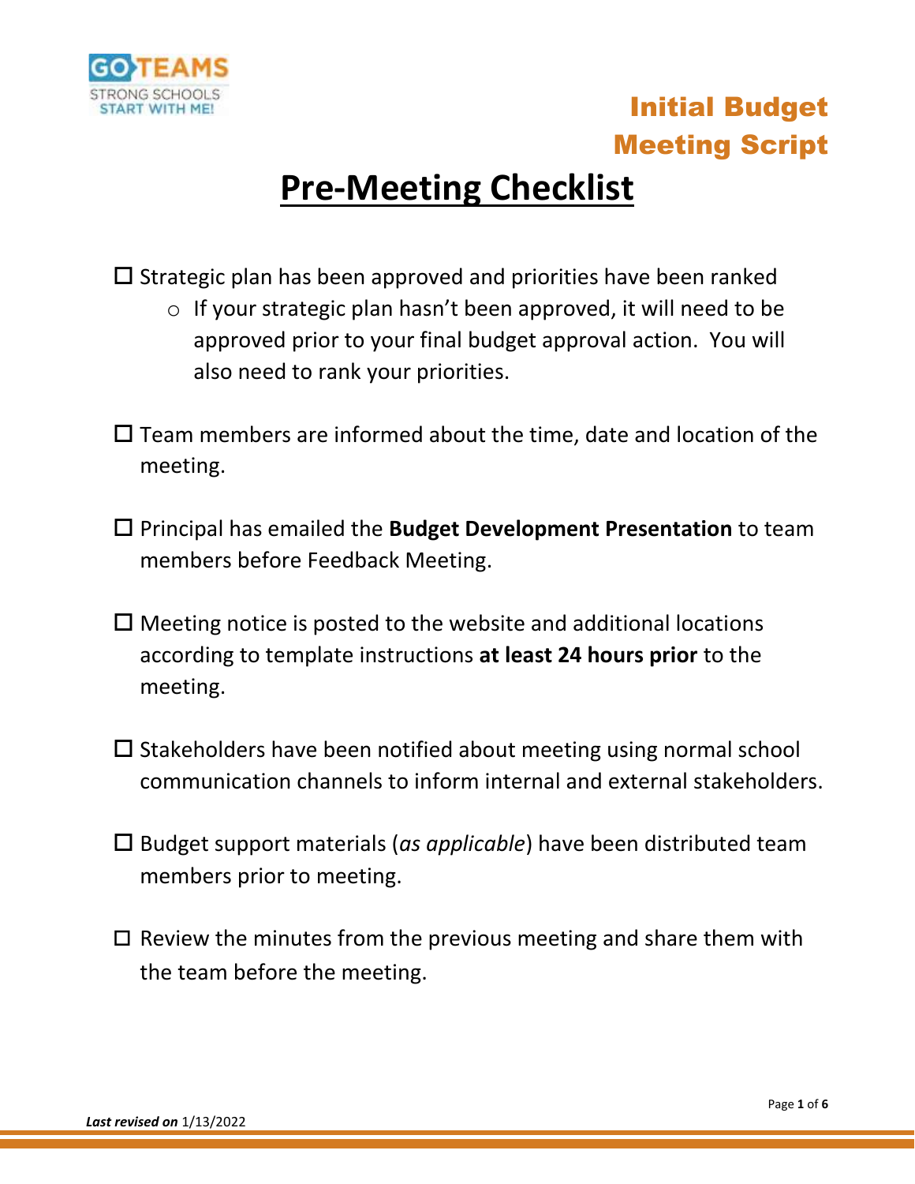# Initial Budget Meeting Script

## Pre-Meeting Checklist

- ☐ Strategic plan has been approved and priorities have been ranked
  - If your strategic plan hasn't been approved, it will need to be approved prior to your final budget approval action. You will also need to rank your priorities.

- ☐ Team members are informed about the time, date and location of the meeting.

- ☐ Principal has emailed the **Budget Development Presentation** to team members before Feedback Meeting.

- ☐ Meeting notice is posted to the website and additional locations according to template instructions **at least 24 hours prior** to the meeting.

- ☐ Stakeholders have been notified about meeting using normal school communication channels to inform internal and external stakeholders.

- ☐ Budget support materials (*as applicable*) have been distributed team members prior to meeting.

- ☐ Review the minutes from the previous meeting and share them with the team before the meeting.

***Last revised on*** 1/13/2022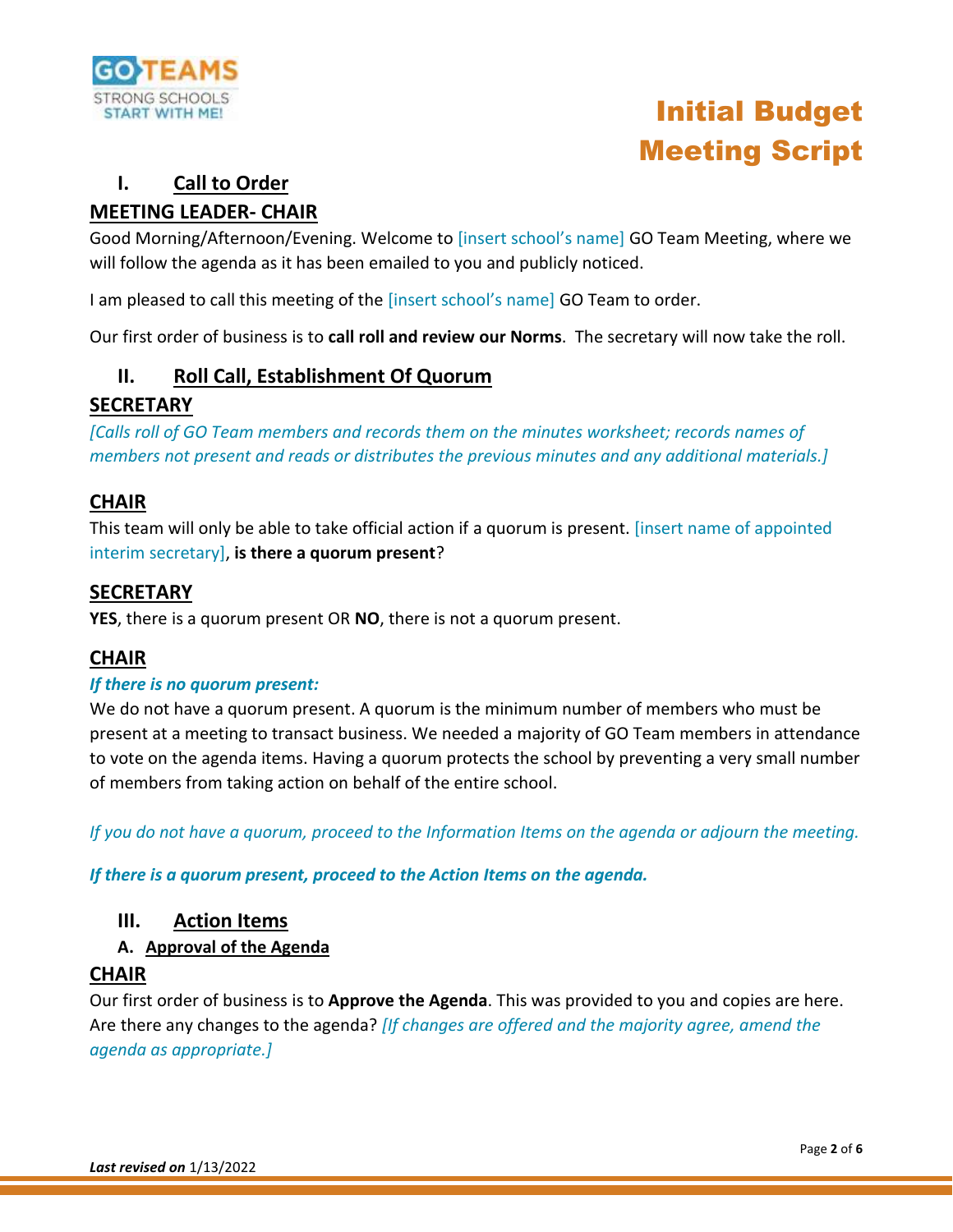# Initial Budget Meeting Script

## I. Call to Order

### MEETING LEADER- CHAIR

Good Morning/Afternoon/Evening. Welcome to [insert school's name] GO Team Meeting, where we will follow the agenda as it has been emailed to you and publicly noticed.

I am pleased to call this meeting of the [insert school's name] GO Team to order.

Our first order of business is to **call roll and review our Norms**. The secretary will now take the roll.

## II. Roll Call, Establishment Of Quorum

### SECRETARY

*[Calls roll of GO Team members and records them on the minutes worksheet; records names of members not present and reads or distributes the previous minutes and any additional materials.]*

### CHAIR

This team will only be able to take official action if a quorum is present. [insert name of appointed interim secretary], **is there a quorum present**?

### SECRETARY

**YES**, there is a quorum present OR **NO**, there is not a quorum present.

### CHAIR

***If there is no quorum present:***

We do not have a quorum present. A quorum is the minimum number of members who must be present at a meeting to transact business. We needed a majority of GO Team members in attendance to vote on the agenda items. Having a quorum protects the school by preventing a very small number of members from taking action on behalf of the entire school.

*If you do not have a quorum, proceed to the Information Items on the agenda or adjourn the meeting.*

***If there is a quorum present, proceed to the Action Items on the agenda.***

## III. Action Items

### A. Approval of the Agenda

### CHAIR

Our first order of business is to **Approve the Agenda**. This was provided to you and copies are here. Are there any changes to the agenda? *[If changes are offered and the majority agree, amend the agenda as appropriate.]*

***Last revised on*** 1/13/2022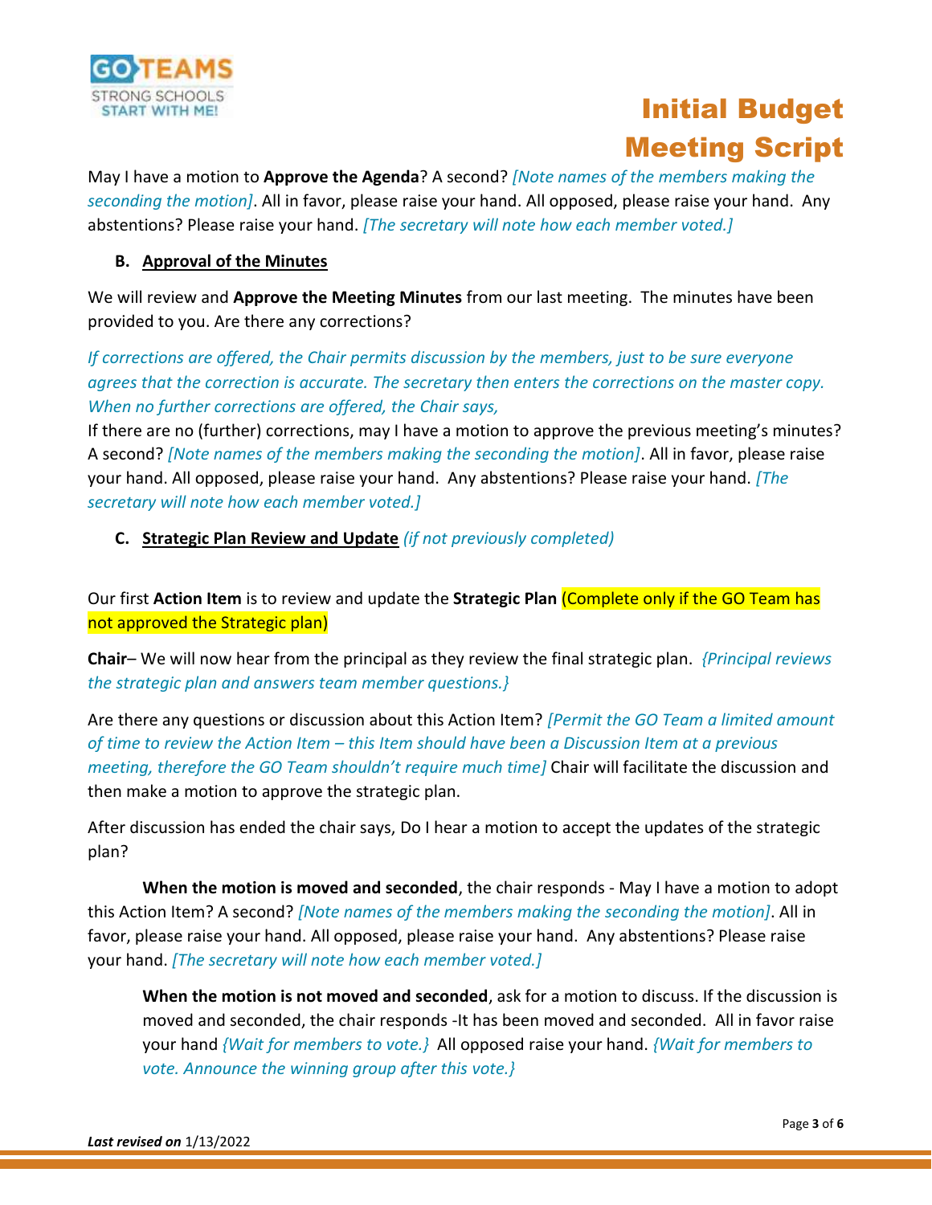May I have a motion to **Approve the Agenda**? A second? *[Note names of the members making the seconding the motion]*. All in favor, please raise your hand. All opposed, please raise your hand. Any abstentions? Please raise your hand. *[The secretary will note how each member voted.]*

**B. Approval of the Minutes**

We will review and **Approve the Meeting Minutes** from our last meeting. The minutes have been provided to you. Are there any corrections?

*If corrections are offered, the Chair permits discussion by the members, just to be sure everyone agrees that the correction is accurate. The secretary then enters the corrections on the master copy. When no further corrections are offered, the Chair says,*

If there are no (further) corrections, may I have a motion to approve the previous meeting's minutes? A second? *[Note names of the members making the seconding the motion]*. All in favor, please raise your hand. All opposed, please raise your hand. Any abstentions? Please raise your hand. *[The secretary will note how each member voted.]*

**C. Strategic Plan Review and Update** *(if not previously completed)*

Our first **Action Item** is to review and update the **Strategic Plan** (Complete only if the GO Team has not approved the Strategic plan)

**Chair**– We will now hear from the principal as they review the final strategic plan. *{Principal reviews the strategic plan and answers team member questions.}*

Are there any questions or discussion about this Action Item? *[Permit the GO Team a limited amount of time to review the Action Item – this Item should have been a Discussion Item at a previous meeting, therefore the GO Team shouldn't require much time]* Chair will facilitate the discussion and then make a motion to approve the strategic plan.

After discussion has ended the chair says, Do I hear a motion to accept the updates of the strategic plan?

**When the motion is moved and seconded**, the chair responds - May I have a motion to adopt this Action Item? A second? *[Note names of the members making the seconding the motion]*. All in favor, please raise your hand. All opposed, please raise your hand. Any abstentions? Please raise your hand. *[The secretary will note how each member voted.]*

**When the motion is not moved and seconded**, ask for a motion to discuss. If the discussion is moved and seconded, the chair responds -It has been moved and seconded. All in favor raise your hand *{Wait for members to vote.}* All opposed raise your hand. *{Wait for members to vote. Announce the winning group after this vote.}*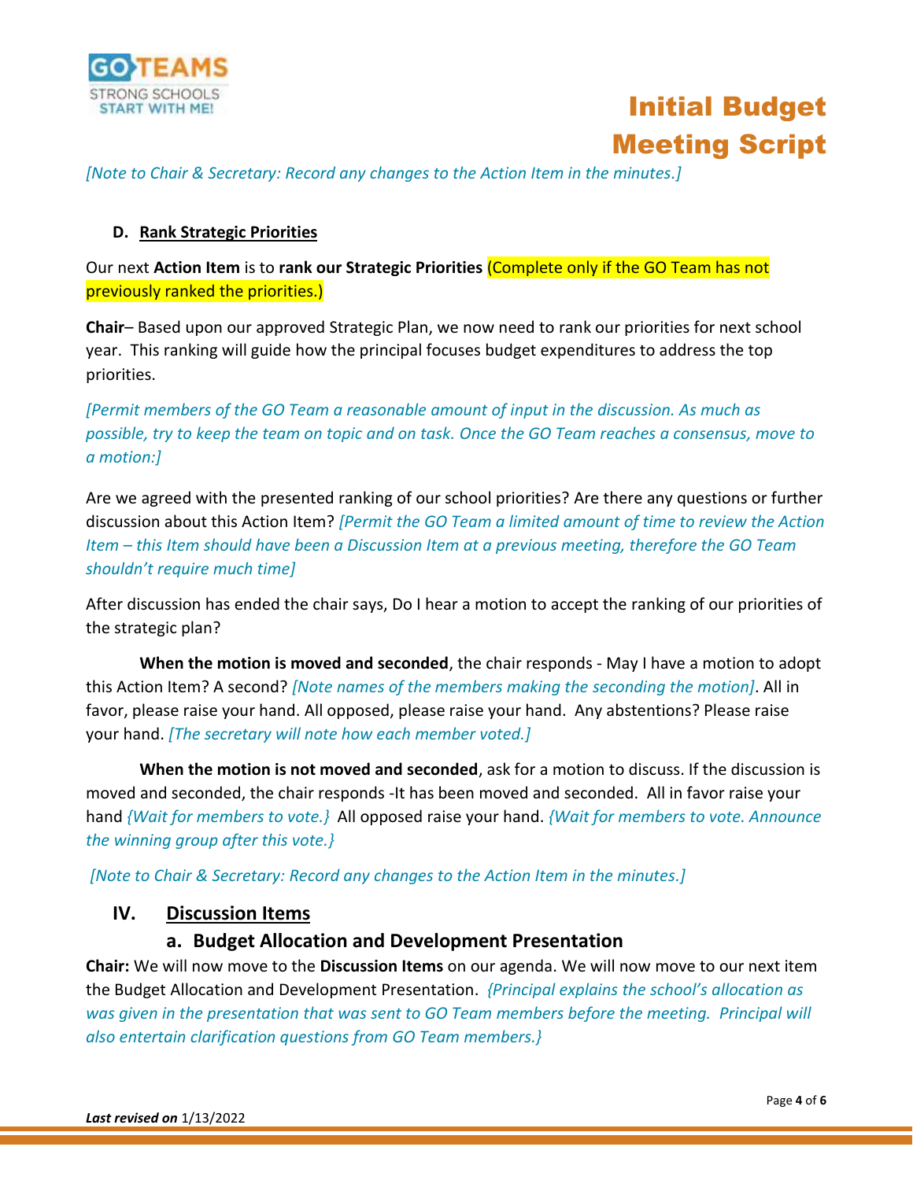*[Note to Chair & Secretary: Record any changes to the Action Item in the minutes.]*

### D. Rank Strategic Priorities

Our next **Action Item** is to **rank our Strategic Priorities** (Complete only if the GO Team has not previously ranked the priorities.)

**Chair**– Based upon our approved Strategic Plan, we now need to rank our priorities for next school year. This ranking will guide how the principal focuses budget expenditures to address the top priorities.

*[Permit members of the GO Team a reasonable amount of input in the discussion. As much as possible, try to keep the team on topic and on task. Once the GO Team reaches a consensus, move to a motion:]*

Are we agreed with the presented ranking of our school priorities? Are there any questions or further discussion about this Action Item? *[Permit the GO Team a limited amount of time to review the Action Item – this Item should have been a Discussion Item at a previous meeting, therefore the GO Team shouldn't require much time]*

After discussion has ended the chair says, Do I hear a motion to accept the ranking of our priorities of the strategic plan?

**When the motion is moved and seconded**, the chair responds - May I have a motion to adopt this Action Item? A second? *[Note names of the members making the seconding the motion]*. All in favor, please raise your hand. All opposed, please raise your hand. Any abstentions? Please raise your hand. *[The secretary will note how each member voted.]*

**When the motion is not moved and seconded**, ask for a motion to discuss. If the discussion is moved and seconded, the chair responds -It has been moved and seconded. All in favor raise your hand *{Wait for members to vote.}* All opposed raise your hand. *{Wait for members to vote. Announce the winning group after this vote.}*

*[Note to Chair & Secretary: Record any changes to the Action Item in the minutes.]*

## IV. Discussion Items

### a. Budget Allocation and Development Presentation

**Chair:** We will now move to the **Discussion Items** on our agenda. We will now move to our next item the Budget Allocation and Development Presentation. *{Principal explains the school's allocation as was given in the presentation that was sent to GO Team members before the meeting. Principal will also entertain clarification questions from GO Team members.}*

***Last revised on*** 1/13/2022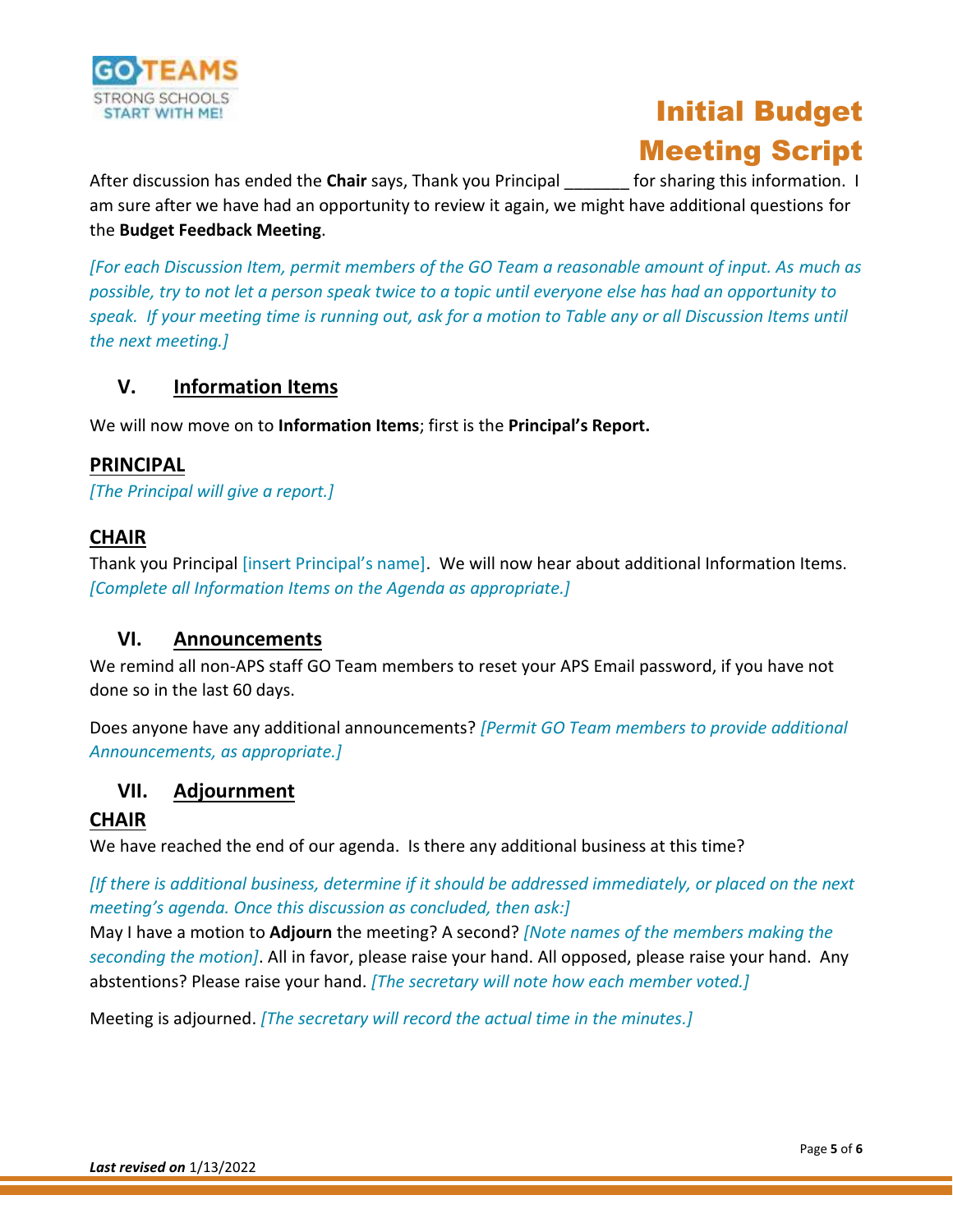After discussion has ended the **Chair** says, Thank you Principal _______ for sharing this information. I am sure after we have had an opportunity to review it again, we might have additional questions for the **Budget Feedback Meeting**.

*[For each Discussion Item, permit members of the GO Team a reasonable amount of input. As much as possible, try to not let a person speak twice to a topic until everyone else has had an opportunity to speak. If your meeting time is running out, ask for a motion to Table any or all Discussion Items until the next meeting.]*

## V. Information Items

We will now move on to **Information Items**; first is the **Principal's Report.**

### PRINCIPAL

*[The Principal will give a report.]*

### CHAIR

Thank you Principal [insert Principal's name]. We will now hear about additional Information Items. *[Complete all Information Items on the Agenda as appropriate.]*

## VI. Announcements

We remind all non-APS staff GO Team members to reset your APS Email password, if you have not done so in the last 60 days.

Does anyone have any additional announcements? *[Permit GO Team members to provide additional Announcements, as appropriate.]*

## VII. Adjournment

### CHAIR

We have reached the end of our agenda. Is there any additional business at this time?

*[If there is additional business, determine if it should be addressed immediately, or placed on the next meeting's agenda. Once this discussion as concluded, then ask:]*

May I have a motion to **Adjourn** the meeting? A second? *[Note names of the members making the seconding the motion]*. All in favor, please raise your hand. All opposed, please raise your hand. Any abstentions? Please raise your hand. *[The secretary will note how each member voted.]*

Meeting is adjourned. *[The secretary will record the actual time in the minutes.]*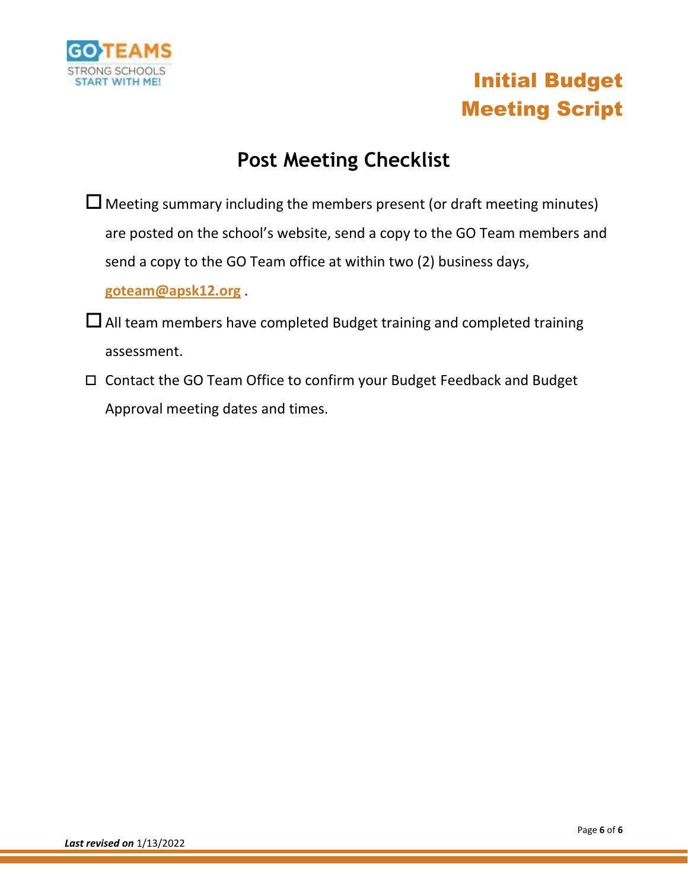# Post Meeting Checklist

- ☐ Meeting summary including the members present (or draft meeting minutes) are posted on the school's website, send a copy to the GO Team members and send a copy to the GO Team office at within two (2) business days, **goteam@apsk12.org** .
- ☐ All team members have completed Budget training and completed training assessment.
- ☐ Contact the GO Team Office to confirm your Budget Feedback and Budget Approval meeting dates and times.